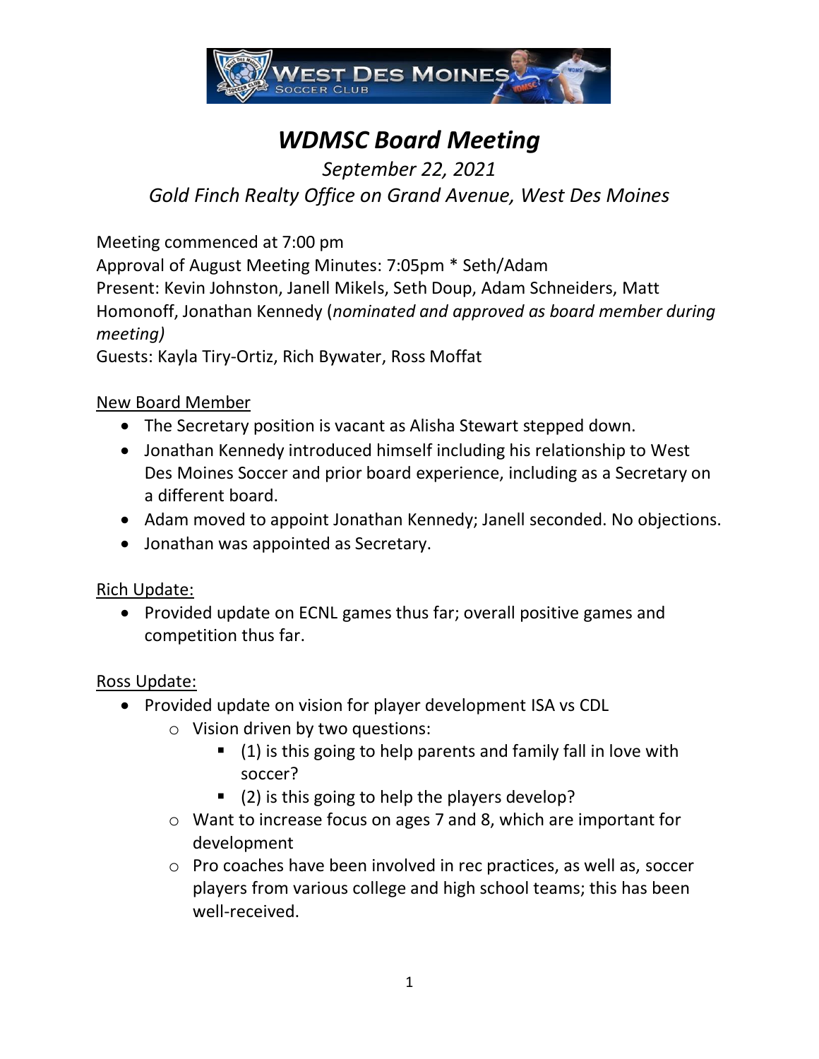# *WDMSC Board Meeting*

*September 22, 2021*

*Gold Finch Realty Office on Grand Avenue, West Des Moines*

Meeting commenced at 7:00 pm
Approval of August Meeting Minutes: 7:05pm * Seth/Adam
Present: Kevin Johnston, Janell Mikels, Seth Doup, Adam Schneiders, Matt Homonoff, Jonathan Kennedy (*nominated and approved as board member during meeting)*
Guests: Kayla Tiry-Ortiz, Rich Bywater, Ross Moffat

<u>New Board Member</u>

- The Secretary position is vacant as Alisha Stewart stepped down.
- Jonathan Kennedy introduced himself including his relationship to West Des Moines Soccer and prior board experience, including as a Secretary on a different board.
- Adam moved to appoint Jonathan Kennedy; Janell seconded. No objections.
- Jonathan was appointed as Secretary.

<u>Rich Update:</u>

- Provided update on ECNL games thus far; overall positive games and competition thus far.

<u>Ross Update:</u>

- Provided update on vision for player development ISA vs CDL
  - Vision driven by two questions:
    - (1) is this going to help parents and family fall in love with soccer?
    - (2) is this going to help the players develop?
  - Want to increase focus on ages 7 and 8, which are important for development
  - Pro coaches have been involved in rec practices, as well as, soccer players from various college and high school teams; this has been well-received.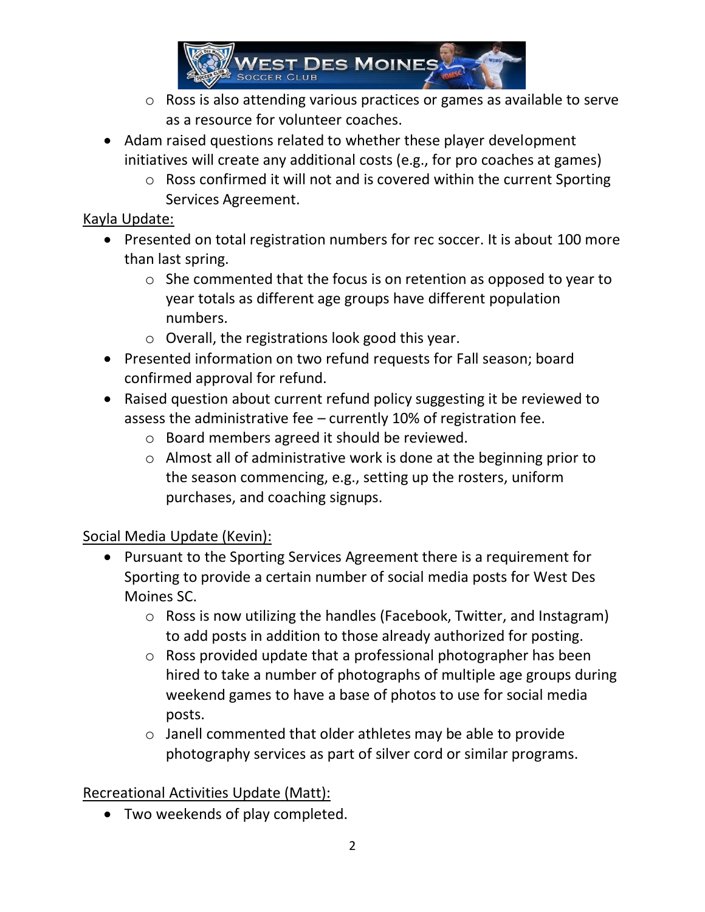- Ross is also attending various practices or games as available to serve as a resource for volunteer coaches.
- Adam raised questions related to whether these player development initiatives will create any additional costs (e.g., for pro coaches at games)
  - Ross confirmed it will not and is covered within the current Sporting Services Agreement.

Kayla Update:

- Presented on total registration numbers for rec soccer. It is about 100 more than last spring.
  - She commented that the focus is on retention as opposed to year to year totals as different age groups have different population numbers.
  - Overall, the registrations look good this year.
- Presented information on two refund requests for Fall season; board confirmed approval for refund.
- Raised question about current refund policy suggesting it be reviewed to assess the administrative fee – currently 10% of registration fee.
  - Board members agreed it should be reviewed.
  - Almost all of administrative work is done at the beginning prior to the season commencing, e.g., setting up the rosters, uniform purchases, and coaching signups.

Social Media Update (Kevin):

- Pursuant to the Sporting Services Agreement there is a requirement for Sporting to provide a certain number of social media posts for West Des Moines SC.
  - Ross is now utilizing the handles (Facebook, Twitter, and Instagram) to add posts in addition to those already authorized for posting.
  - Ross provided update that a professional photographer has been hired to take a number of photographs of multiple age groups during weekend games to have a base of photos to use for social media posts.
  - Janell commented that older athletes may be able to provide photography services as part of silver cord or similar programs.

Recreational Activities Update (Matt):

- Two weekends of play completed.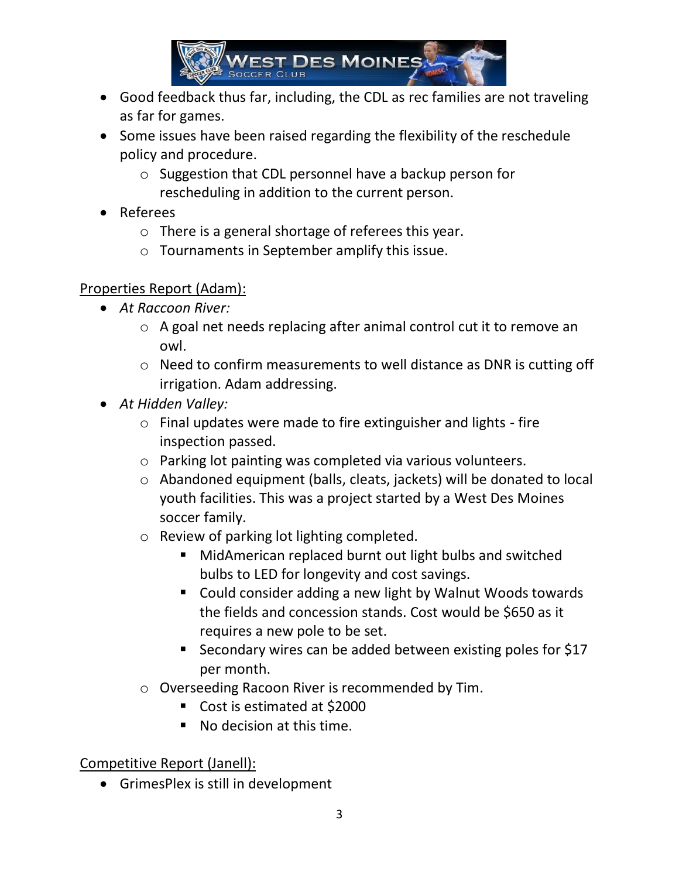- Good feedback thus far, including, the CDL as rec families are not traveling as far for games.
- Some issues have been raised regarding the flexibility of the reschedule policy and procedure.
  - Suggestion that CDL personnel have a backup person for rescheduling in addition to the current person.
- Referees
  - There is a general shortage of referees this year.
  - Tournaments in September amplify this issue.

<u>Properties Report (Adam):</u>

- *At Raccoon River:*
  - A goal net needs replacing after animal control cut it to remove an owl.
  - Need to confirm measurements to well distance as DNR is cutting off irrigation. Adam addressing.
- *At Hidden Valley:*
  - Final updates were made to fire extinguisher and lights - fire inspection passed.
  - Parking lot painting was completed via various volunteers.
  - Abandoned equipment (balls, cleats, jackets) will be donated to local youth facilities. This was a project started by a West Des Moines soccer family.
  - Review of parking lot lighting completed.
    - MidAmerican replaced burnt out light bulbs and switched bulbs to LED for longevity and cost savings.
    - Could consider adding a new light by Walnut Woods towards the fields and concession stands. Cost would be $650 as it requires a new pole to be set.
    - Secondary wires can be added between existing poles for $17 per month.
  - Overseeding Racoon River is recommended by Tim.
    - Cost is estimated at $2000
    - No decision at this time.

<u>Competitive Report (Janell):</u>

- GrimesPlex is still in development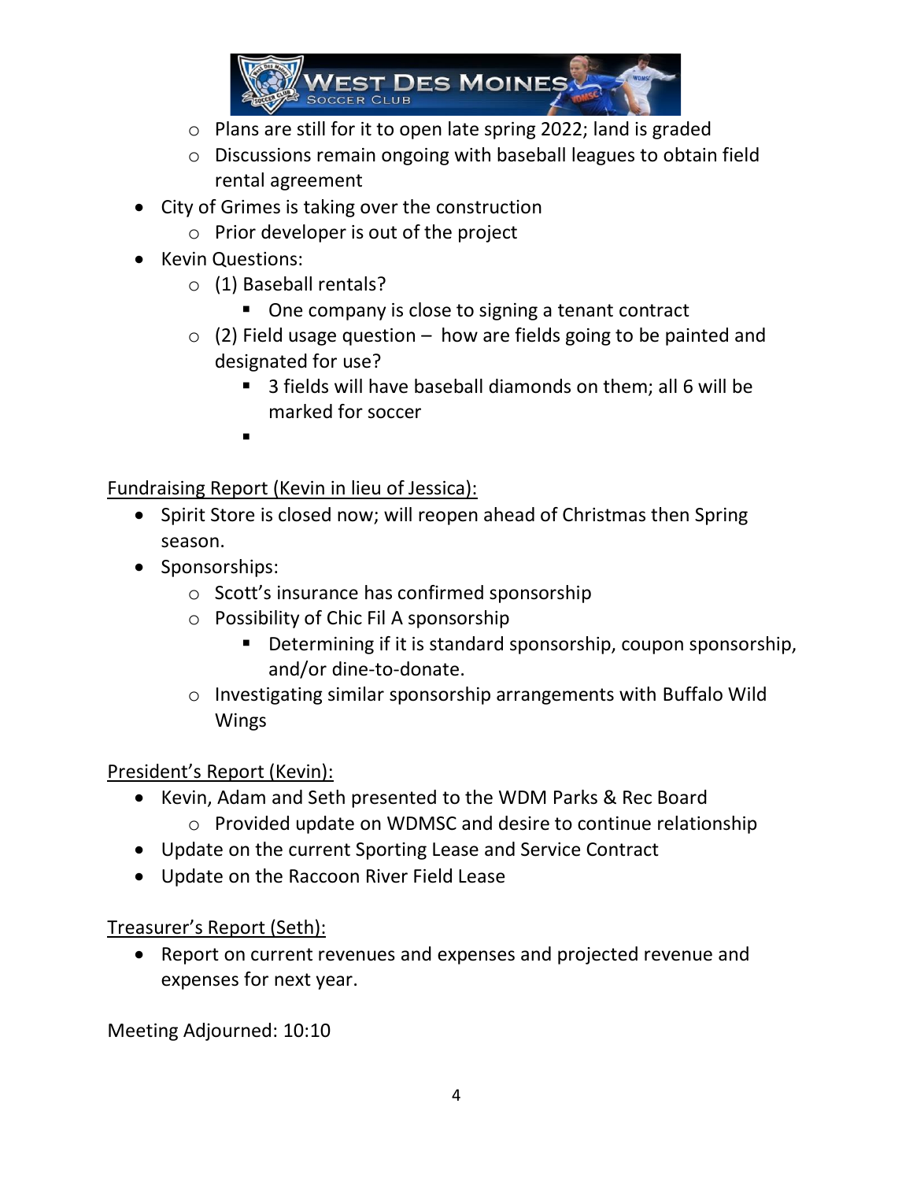- Plans are still for it to open late spring 2022; land is graded
    - Discussions remain ongoing with baseball leagues to obtain field rental agreement
- City of Grimes is taking over the construction
    - Prior developer is out of the project
- Kevin Questions:
    - (1) Baseball rentals?
        - One company is close to signing a tenant contract
    - (2) Field usage question – how are fields going to be painted and designated for use?
        - 3 fields will have baseball diamonds on them; all 6 will be marked for soccer

<u>Fundraising Report (Kevin in lieu of Jessica):</u>

- Spirit Store is closed now; will reopen ahead of Christmas then Spring season.
- Sponsorships:
    - Scott's insurance has confirmed sponsorship
    - Possibility of Chic Fil A sponsorship
        - Determining if it is standard sponsorship, coupon sponsorship, and/or dine-to-donate.
    - Investigating similar sponsorship arrangements with Buffalo Wild Wings

<u>President's Report (Kevin):</u>

- Kevin, Adam and Seth presented to the WDM Parks & Rec Board
    - Provided update on WDMSC and desire to continue relationship
- Update on the current Sporting Lease and Service Contract
- Update on the Raccoon River Field Lease

<u>Treasurer's Report (Seth):</u>

- Report on current revenues and expenses and projected revenue and expenses for next year.

Meeting Adjourned: 10:10